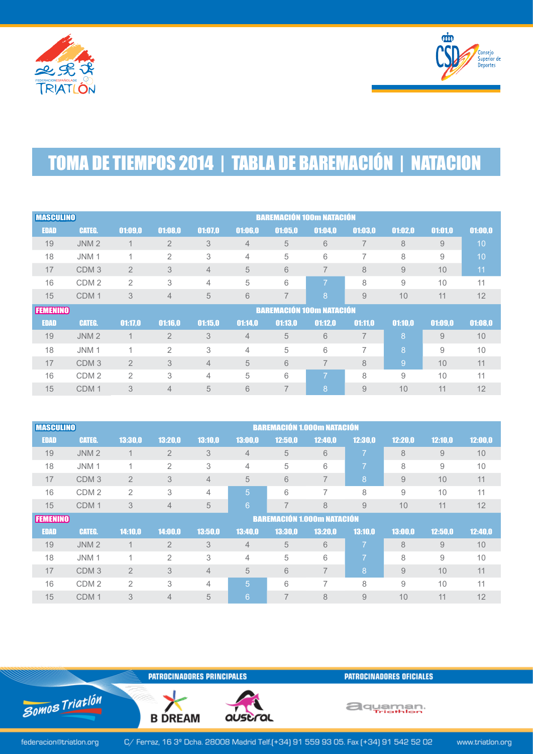# TOMA DE TIEMPOS 2014 | TABLA DE BAREMACIÓN | NATACION

| MASCULINO | | BAREMACIÓN 100m NATACIÓN | | | | | | | | | |
|---|---|---|---|---|---|---|---|---|---|---|---|
| EDAD | CATEG. | 01:09,0 | 01:08,0 | 01:07,0 | 01:06,0 | 01:05,0 | 01:04,0 | 01:03,0 | 01:02,0 | 01:01,0 | 01:00,0 |
| 19 | JNM 2 | 1 | 2 | 3 | 4 | 5 | 6 | 7 | 8 | 9 | 10 |
| 18 | JNM 1 | 1 | 2 | 3 | 4 | 5 | 6 | 7 | 8 | 9 | 10 |
| 17 | CDM 3 | 2 | 3 | 4 | 5 | 6 | 7 | 8 | 9 | 10 | 11 |
| 16 | CDM 2 | 2 | 3 | 4 | 5 | 6 | 7 | 8 | 9 | 10 | 11 |
| 15 | CDM 1 | 3 | 4 | 5 | 6 | 7 | 8 | 9 | 10 | 11 | 12 |
| **FEMENINO** | | **BAREMACIÓN 100m NATACIÓN** | | | | | | | | | |
| **EDAD** | **CATEG.** | **01:17,0** | **01:16,0** | **01:15,0** | **01:14,0** | **01:13,0** | **01:12,0** | **01:11,0** | **01:10,0** | **01:09,0** | **01:08,0** |
| 19 | JNM 2 | 1 | 2 | 3 | 4 | 5 | 6 | 7 | 8 | 9 | 10 |
| 18 | JNM 1 | 1 | 2 | 3 | 4 | 5 | 6 | 7 | 8 | 9 | 10 |
| 17 | CDM 3 | 2 | 3 | 4 | 5 | 6 | 7 | 8 | 9 | 10 | 11 |
| 16 | CDM 2 | 2 | 3 | 4 | 5 | 6 | 7 | 8 | 9 | 10 | 11 |
| 15 | CDM 1 | 3 | 4 | 5 | 6 | 7 | 8 | 9 | 10 | 11 | 12 |

| MASCULINO | | BAREMACIÓN 1.000m NATACIÓN | | | | | | | | | |
|---|---|---|---|---|---|---|---|---|---|---|---|
| EDAD | CATEG. | 13:30,0 | 13:20,0 | 13:10,0 | 13:00,0 | 12:50,0 | 12:40,0 | 12:30,0 | 12:20,0 | 12:10,0 | 12:00,0 |
| 19 | JNM 2 | 1 | 2 | 3 | 4 | 5 | 6 | 7 | 8 | 9 | 10 |
| 18 | JNM 1 | 1 | 2 | 3 | 4 | 5 | 6 | 7 | 8 | 9 | 10 |
| 17 | CDM 3 | 2 | 3 | 4 | 5 | 6 | 7 | 8 | 9 | 10 | 11 |
| 16 | CDM 2 | 2 | 3 | 4 | 5 | 6 | 7 | 8 | 9 | 10 | 11 |
| 15 | CDM 1 | 3 | 4 | 5 | 6 | 7 | 8 | 9 | 10 | 11 | 12 |
| **FEMENINO** | | **BAREMACIÓN 1.000m NATACIÓN** | | | | | | | | | |
| **EDAD** | **CATEG.** | **14:10,0** | **14:00,0** | **13:50,0** | **13:40,0** | **13:30,0** | **13:20,0** | **13:10,0** | **13:00,0** | **12:50,0** | **12:40,0** |
| 19 | JNM 2 | 1 | 2 | 3 | 4 | 5 | 6 | 7 | 8 | 9 | 10 |
| 18 | JNM 1 | 1 | 2 | 3 | 4 | 5 | 6 | 7 | 8 | 9 | 10 |
| 17 | CDM 3 | 2 | 3 | 4 | 5 | 6 | 7 | 8 | 9 | 10 | 11 |
| 16 | CDM 2 | 2 | 3 | 4 | 5 | 6 | 7 | 8 | 9 | 10 | 11 |
| 15 | CDM 1 | 3 | 4 | 5 | 6 | 7 | 8 | 9 | 10 | 11 | 12 |

PATROCINADORES PRINCIPALES

PATROCINADORES OFICIALES

federacion@triatlon.org C/ Ferraz, 16 3º Dcha. 28008 Madrid Telf.(+34) 91 559 93 05. Fax (+34) 91 542 52 02 www.triatlon.org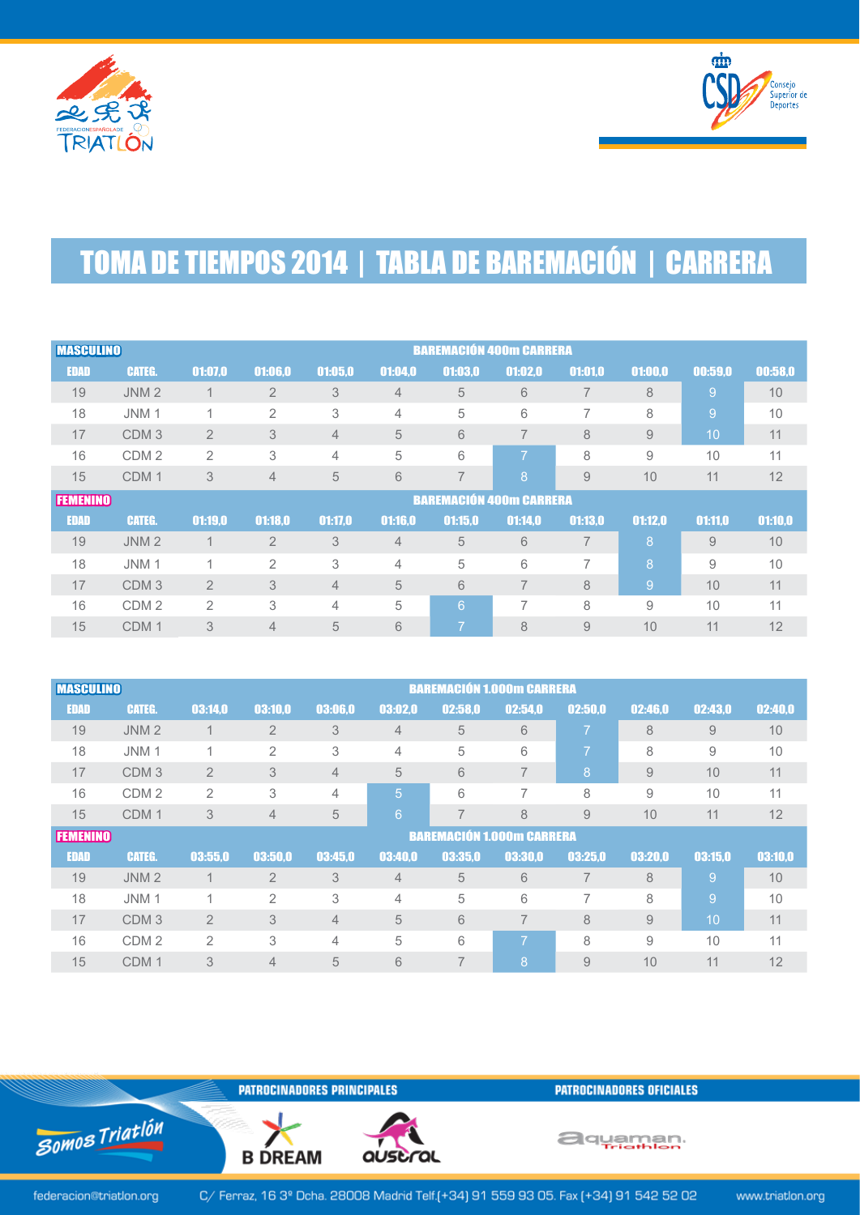# TOMA DE TIEMPOS 2014 | TABLA DE BAREMACIÓN | CARRERA

| MASCULINO | | BAREMACIÓN 400m CARRERA | | | | | | | | | |
|---|---|---|---|---|---|---|---|---|---|---|---|
| EDAD | CATEG. | 01:07,0 | 01:06,0 | 01:05,0 | 01:04,0 | 01:03,0 | 01:02,0 | 01:01,0 | 01:00,0 | 00:59,0 | 00:58,0 |
| 19 | JNM 2 | 1 | 2 | 3 | 4 | 5 | 6 | 7 | 8 | 9 | 10 |
| 18 | JNM 1 | 1 | 2 | 3 | 4 | 5 | 6 | 7 | 8 | 9 | 10 |
| 17 | CDM 3 | 2 | 3 | 4 | 5 | 6 | 7 | 8 | 9 | 10 | 11 |
| 16 | CDM 2 | 2 | 3 | 4 | 5 | 6 | 7 | 8 | 9 | 10 | 11 |
| 15 | CDM 1 | 3 | 4 | 5 | 6 | 7 | 8 | 9 | 10 | 11 | 12 |
| **FEMENINO** | | **BAREMACIÓN 400m CARRERA** | | | | | | | | | |
| **EDAD** | **CATEG.** | **01:19,0** | **01:18,0** | **01:17,0** | **01:16,0** | **01:15,0** | **01:14,0** | **01:13,0** | **01:12,0** | **01:11,0** | **01:10,0** |
| 19 | JNM 2 | 1 | 2 | 3 | 4 | 5 | 6 | 7 | 8 | 9 | 10 |
| 18 | JNM 1 | 1 | 2 | 3 | 4 | 5 | 6 | 7 | 8 | 9 | 10 |
| 17 | CDM 3 | 2 | 3 | 4 | 5 | 6 | 7 | 8 | 9 | 10 | 11 |
| 16 | CDM 2 | 2 | 3 | 4 | 5 | 6 | 7 | 8 | 9 | 10 | 11 |
| 15 | CDM 1 | 3 | 4 | 5 | 6 | 7 | 8 | 9 | 10 | 11 | 12 |

| MASCULINO | | BAREMACIÓN 1.000m CARRERA | | | | | | | | | |
|---|---|---|---|---|---|---|---|---|---|---|---|
| EDAD | CATEG. | 03:14,0 | 03:10,0 | 03:06,0 | 03:02,0 | 02:58,0 | 02:54,0 | 02:50,0 | 02:46,0 | 02:43,0 | 02:40,0 |
| 19 | JNM 2 | 1 | 2 | 3 | 4 | 5 | 6 | 7 | 8 | 9 | 10 |
| 18 | JNM 1 | 1 | 2 | 3 | 4 | 5 | 6 | 7 | 8 | 9 | 10 |
| 17 | CDM 3 | 2 | 3 | 4 | 5 | 6 | 7 | 8 | 9 | 10 | 11 |
| 16 | CDM 2 | 2 | 3 | 4 | 5 | 6 | 7 | 8 | 9 | 10 | 11 |
| 15 | CDM 1 | 3 | 4 | 5 | 6 | 7 | 8 | 9 | 10 | 11 | 12 |
| **FEMENINO** | | **BAREMACIÓN 1.000m CARRERA** | | | | | | | | | |
| **EDAD** | **CATEG.** | **03:55,0** | **03:50,0** | **03:45,0** | **03:40,0** | **03:35,0** | **03:30,0** | **03:25,0** | **03:20,0** | **03:15,0** | **03:10,0** |
| 19 | JNM 2 | 1 | 2 | 3 | 4 | 5 | 6 | 7 | 8 | 9 | 10 |
| 18 | JNM 1 | 1 | 2 | 3 | 4 | 5 | 6 | 7 | 8 | 9 | 10 |
| 17 | CDM 3 | 2 | 3 | 4 | 5 | 6 | 7 | 8 | 9 | 10 | 11 |
| 16 | CDM 2 | 2 | 3 | 4 | 5 | 6 | 7 | 8 | 9 | 10 | 11 |
| 15 | CDM 1 | 3 | 4 | 5 | 6 | 7 | 8 | 9 | 10 | 11 | 12 |

PATROCINADORES PRINCIPALES

PATROCINADORES OFICIALES

federacion@triatlon.org C/ Ferraz, 16 3º Dcha. 28008 Madrid Telf.(+34) 91 559 93 05. Fax (+34) 91 542 52 02 www.triatlon.org